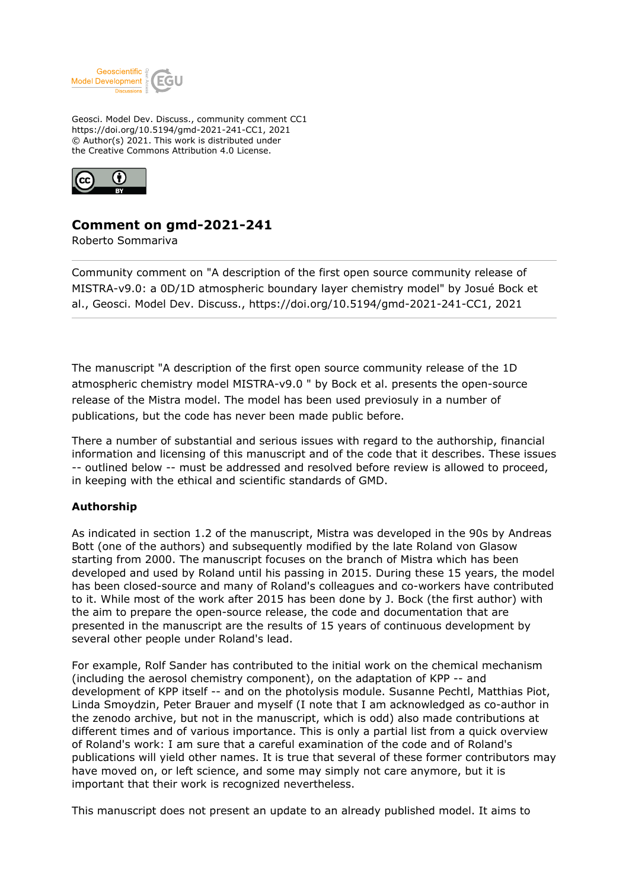Geosci. Model Dev. Discuss., community comment CC1
https://doi.org/10.5194/gmd-2021-241-CC1, 2021
© Author(s) 2021. This work is distributed under
the Creative Commons Attribution 4.0 License.

# Comment on gmd-2021-241

Roberto Sommariva

---

Community comment on "A description of the first open source community release of MISTRA-v9.0: a 0D/1D atmospheric boundary layer chemistry model" by Josué Bock et al., Geosci. Model Dev. Discuss., https://doi.org/10.5194/gmd-2021-241-CC1, 2021

---

The manuscript "A description of the first open source community release of the 1D atmospheric chemistry model MISTRA-v9.0 " by Bock et al. presents the open-source release of the Mistra model. The model has been used previously in a number of publications, but the code has never been made public before.

There a number of substantial and serious issues with regard to the authorship, financial information and licensing of this manuscript and of the code that it describes. These issues -- outlined below -- must be addressed and resolved before review is allowed to proceed, in keeping with the ethical and scientific standards of GMD.

**Authorship**

As indicated in section 1.2 of the manuscript, Mistra was developed in the 90s by Andreas Bott (one of the authors) and subsequently modified by the late Roland von Glasow starting from 2000. The manuscript focuses on the branch of Mistra which has been developed and used by Roland until his passing in 2015. During these 15 years, the model has been closed-source and many of Roland's colleagues and co-workers have contributed to it. While most of the work after 2015 has been done by J. Bock (the first author) with the aim to prepare the open-source release, the code and documentation that are presented in the manuscript are the results of 15 years of continuous development by several other people under Roland's lead.

For example, Rolf Sander has contributed to the initial work on the chemical mechanism (including the aerosol chemistry component), on the adaptation of KPP -- and development of KPP itself -- and on the photolysis module. Susanne Pechtl, Matthias Piot, Linda Smoydzin, Peter Brauer and myself (I note that I am acknowledged as co-author in the zenodo archive, but not in the manuscript, which is odd) also made contributions at different times and of various importance. This is only a partial list from a quick overview of Roland's work: I am sure that a careful examination of the code and of Roland's publications will yield other names. It is true that several of these former contributors may have moved on, or left science, and some may simply not care anymore, but it is important that their work is recognized nevertheless.

This manuscript does not present an update to an already published model. It aims to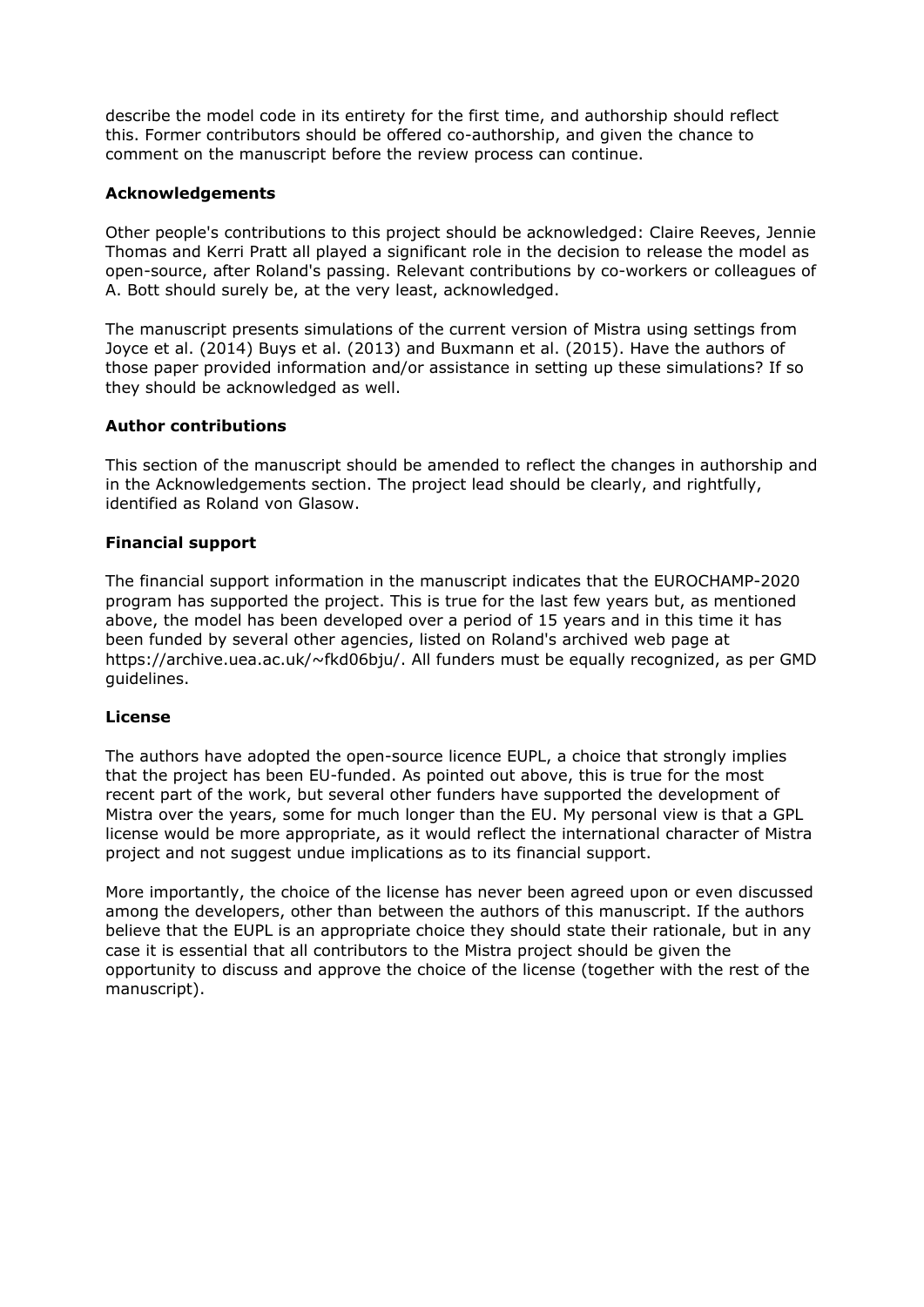describe the model code in its entirety for the first time, and authorship should reflect this. Former contributors should be offered co-authorship, and given the chance to comment on the manuscript before the review process can continue.

**Acknowledgements**

Other people's contributions to this project should be acknowledged: Claire Reeves, Jennie Thomas and Kerri Pratt all played a significant role in the decision to release the model as open-source, after Roland's passing. Relevant contributions by co-workers or colleagues of A. Bott should surely be, at the very least, acknowledged.

The manuscript presents simulations of the current version of Mistra using settings from Joyce et al. (2014) Buys et al. (2013) and Buxmann et al. (2015). Have the authors of those paper provided information and/or assistance in setting up these simulations? If so they should be acknowledged as well.

**Author contributions**

This section of the manuscript should be amended to reflect the changes in authorship and in the Acknowledgements section. The project lead should be clearly, and rightfully, identified as Roland von Glasow.

**Financial support**

The financial support information in the manuscript indicates that the EUROCHAMP-2020 program has supported the project. This is true for the last few years but, as mentioned above, the model has been developed over a period of 15 years and in this time it has been funded by several other agencies, listed on Roland's archived web page at https://archive.uea.ac.uk/~fkd06bju/. All funders must be equally recognized, as per GMD guidelines.

**License**

The authors have adopted the open-source licence EUPL, a choice that strongly implies that the project has been EU-funded. As pointed out above, this is true for the most recent part of the work, but several other funders have supported the development of Mistra over the years, some for much longer than the EU. My personal view is that a GPL license would be more appropriate, as it would reflect the international character of Mistra project and not suggest undue implications as to its financial support.

More importantly, the choice of the license has never been agreed upon or even discussed among the developers, other than between the authors of this manuscript. If the authors believe that the EUPL is an appropriate choice they should state their rationale, but in any case it is essential that all contributors to the Mistra project should be given the opportunity to discuss and approve the choice of the license (together with the rest of the manuscript).